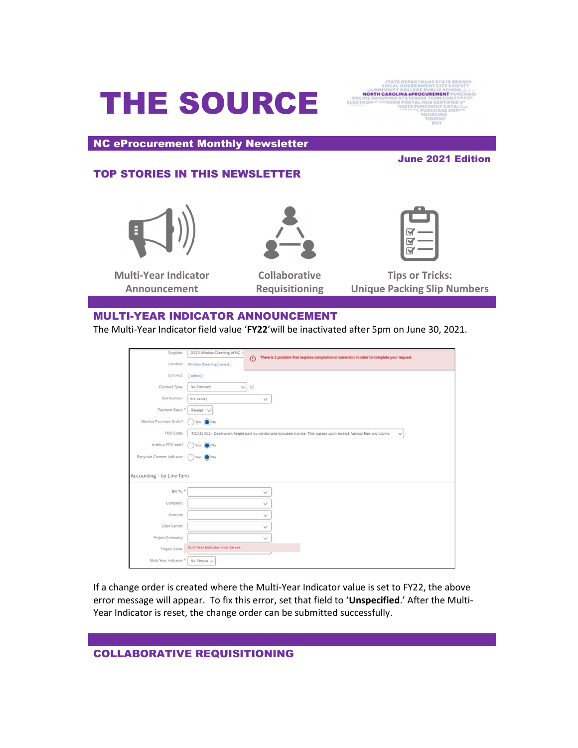# THE SOURCE

## NC eProcurement Monthly Newsletter

**June 2021 Edition**

### TOP STORIES IN THIS NEWSLETTER

Multi-Year Indicator Announcement

Collaborative Requisitioning

Tips or Tricks: Unique Packing Slip Numbers

### MULTI-YEAR INDICATOR ANNOUNCEMENT

The Multi-Year Indicator field value '**FY22**'will be inactivated after 5pm on June 30, 2021.

If a change order is created where the Multi-Year Indicator value is set to FY22, the above error message will appear. To fix this error, set that field to '**Unspecified**.' After the Multi-Year Indicator is reset, the change order can be submitted successfully.

### COLLABORATIVE REQUISITIONING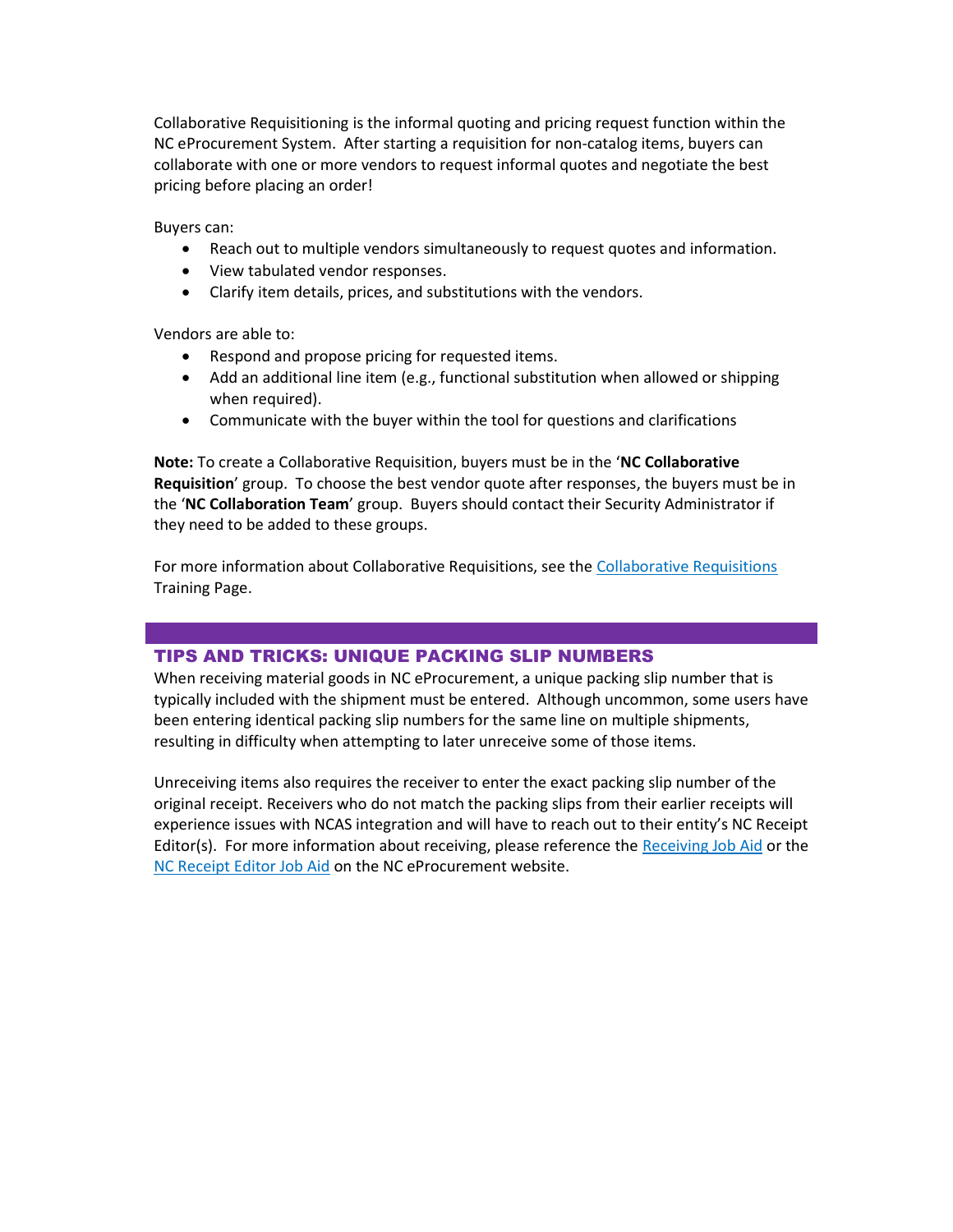Collaborative Requisitioning is the informal quoting and pricing request function within the NC eProcurement System. After starting a requisition for non-catalog items, buyers can collaborate with one or more vendors to request informal quotes and negotiate the best pricing before placing an order!

Buyers can:

- Reach out to multiple vendors simultaneously to request quotes and information.
- View tabulated vendor responses.
- Clarify item details, prices, and substitutions with the vendors.

Vendors are able to:

- Respond and propose pricing for requested items.
- Add an additional line item (e.g., functional substitution when allowed or shipping when required).
- Communicate with the buyer within the tool for questions and clarifications

**Note:** To create a Collaborative Requisition, buyers must be in the '**NC Collaborative Requisition**' group. To choose the best vendor quote after responses, the buyers must be in the '**NC Collaboration Team**' group. Buyers should contact their Security Administrator if they need to be added to these groups.

For more information about Collaborative Requisitions, see the Collaborative Requisitions Training Page.

## TIPS AND TRICKS: UNIQUE PACKING SLIP NUMBERS

When receiving material goods in NC eProcurement, a unique packing slip number that is typically included with the shipment must be entered. Although uncommon, some users have been entering identical packing slip numbers for the same line on multiple shipments, resulting in difficulty when attempting to later unreceive some of those items.

Unreceiving items also requires the receiver to enter the exact packing slip number of the original receipt. Receivers who do not match the packing slips from their earlier receipts will experience issues with NCAS integration and will have to reach out to their entity's NC Receipt Editor(s). For more information about receiving, please reference the Receiving Job Aid or the NC Receipt Editor Job Aid on the NC eProcurement website.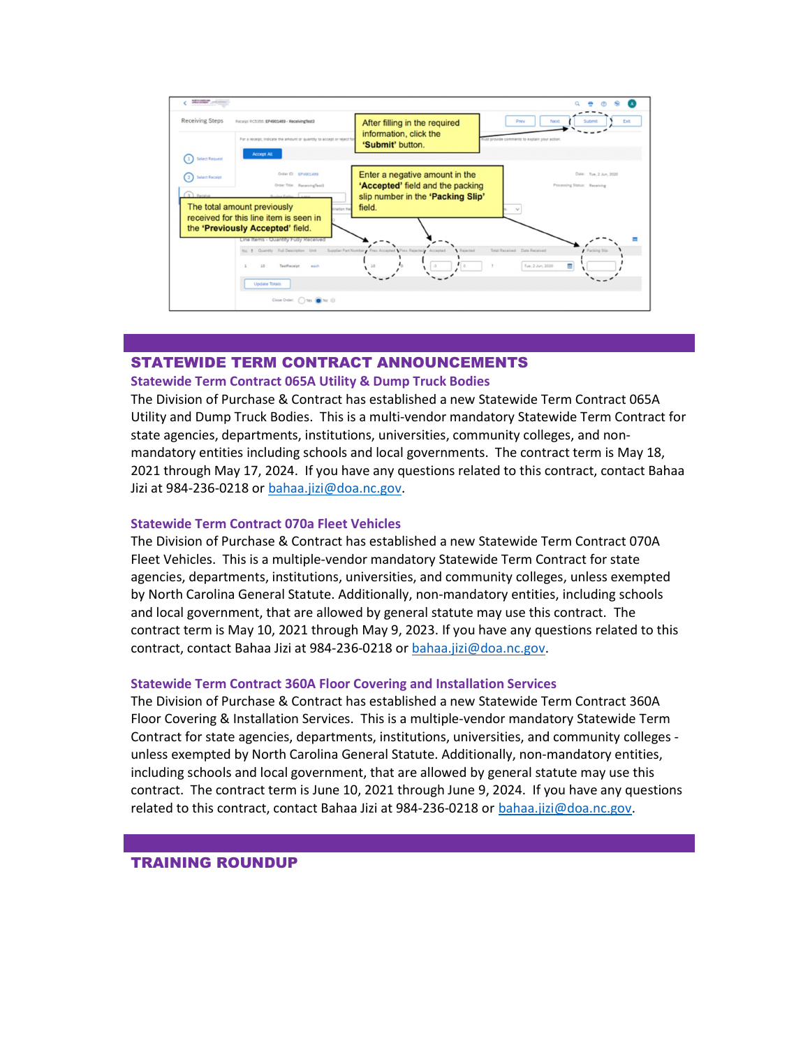After filling in the required information, click the '**Submit**' button.

Enter a negative amount in the '**Accepted**' field and the packing slip number in the '**Packing Slip**' field.

The total amount previously received for this line item is seen in the '**Previously Accepted**' field.

## STATEWIDE TERM CONTRACT ANNOUNCEMENTS

### Statewide Term Contract 065A Utility & Dump Truck Bodies

The Division of Purchase & Contract has established a new Statewide Term Contract 065A Utility and Dump Truck Bodies. This is a multi-vendor mandatory Statewide Term Contract for state agencies, departments, institutions, universities, community colleges, and non-mandatory entities including schools and local governments. The contract term is May 18, 2021 through May 17, 2024. If you have any questions related to this contract, contact Bahaa Jizi at 984-236-0218 or bahaa.jizi@doa.nc.gov.

### Statewide Term Contract 070a Fleet Vehicles

The Division of Purchase & Contract has established a new Statewide Term Contract 070A Fleet Vehicles. This is a multiple-vendor mandatory Statewide Term Contract for state agencies, departments, institutions, universities, and community colleges, unless exempted by North Carolina General Statute. Additionally, non-mandatory entities, including schools and local government, that are allowed by general statute may use this contract. The contract term is May 10, 2021 through May 9, 2023. If you have any questions related to this contract, contact Bahaa Jizi at 984-236-0218 or bahaa.jizi@doa.nc.gov.

### Statewide Term Contract 360A Floor Covering and Installation Services

The Division of Purchase & Contract has established a new Statewide Term Contract 360A Floor Covering & Installation Services. This is a multiple-vendor mandatory Statewide Term Contract for state agencies, departments, institutions, universities, and community colleges - unless exempted by North Carolina General Statute. Additionally, non-mandatory entities, including schools and local government, that are allowed by general statute may use this contract. The contract term is June 10, 2021 through June 9, 2024. If you have any questions related to this contract, contact Bahaa Jizi at 984-236-0218 or bahaa.jizi@doa.nc.gov.

## TRAINING ROUNDUP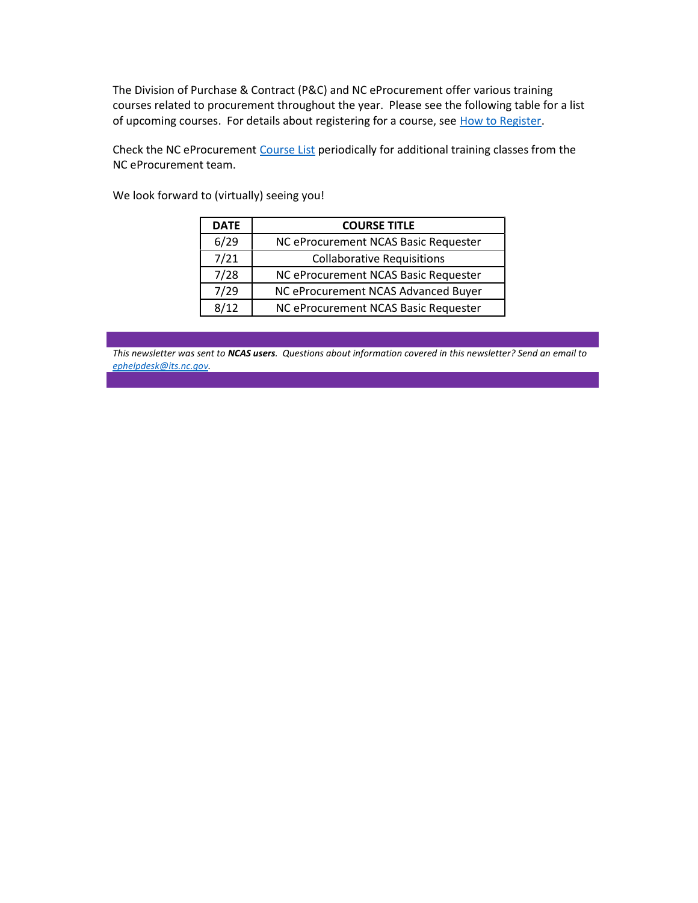The Division of Purchase & Contract (P&C) and NC eProcurement offer various training courses related to procurement throughout the year. Please see the following table for a list of upcoming courses. For details about registering for a course, see How to Register.

Check the NC eProcurement Course List periodically for additional training classes from the NC eProcurement team.

We look forward to (virtually) seeing you!

| DATE | COURSE TITLE |
|---|---|
| 6/29 | NC eProcurement NCAS Basic Requester |
| 7/21 | Collaborative Requisitions |
| 7/28 | NC eProcurement NCAS Basic Requester |
| 7/29 | NC eProcurement NCAS Advanced Buyer |
| 8/12 | NC eProcurement NCAS Basic Requester |

*This newsletter was sent to **NCAS users**. Questions about information covered in this newsletter? Send an email to ephelpdesk@its.nc.gov.*